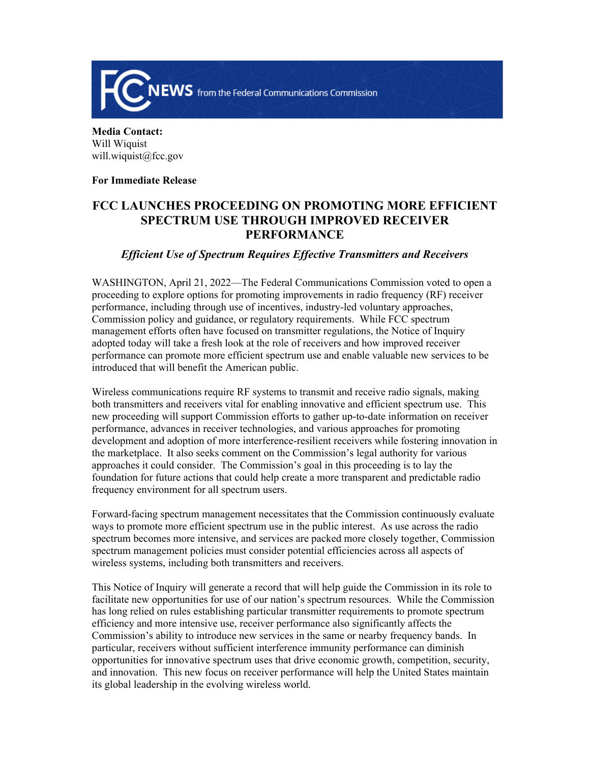**FCC NEWS** from the Federal Communications Commission

**Media Contact:**
Will Wiquist
will.wiquist@fcc.gov

**For Immediate Release**

# FCC LAUNCHES PROCEEDING ON PROMOTING MORE EFFICIENT SPECTRUM USE THROUGH IMPROVED RECEIVER PERFORMANCE

***Efficient Use of Spectrum Requires Effective Transmitters and Receivers***

WASHINGTON, April 21, 2022—The Federal Communications Commission voted to open a proceeding to explore options for promoting improvements in radio frequency (RF) receiver performance, including through use of incentives, industry-led voluntary approaches, Commission policy and guidance, or regulatory requirements. While FCC spectrum management efforts often have focused on transmitter regulations, the Notice of Inquiry adopted today will take a fresh look at the role of receivers and how improved receiver performance can promote more efficient spectrum use and enable valuable new services to be introduced that will benefit the American public.

Wireless communications require RF systems to transmit and receive radio signals, making both transmitters and receivers vital for enabling innovative and efficient spectrum use. This new proceeding will support Commission efforts to gather up-to-date information on receiver performance, advances in receiver technologies, and various approaches for promoting development and adoption of more interference-resilient receivers while fostering innovation in the marketplace. It also seeks comment on the Commission's legal authority for various approaches it could consider. The Commission's goal in this proceeding is to lay the foundation for future actions that could help create a more transparent and predictable radio frequency environment for all spectrum users.

Forward-facing spectrum management necessitates that the Commission continuously evaluate ways to promote more efficient spectrum use in the public interest. As use across the radio spectrum becomes more intensive, and services are packed more closely together, Commission spectrum management policies must consider potential efficiencies across all aspects of wireless systems, including both transmitters and receivers.

This Notice of Inquiry will generate a record that will help guide the Commission in its role to facilitate new opportunities for use of our nation's spectrum resources. While the Commission has long relied on rules establishing particular transmitter requirements to promote spectrum efficiency and more intensive use, receiver performance also significantly affects the Commission's ability to introduce new services in the same or nearby frequency bands. In particular, receivers without sufficient interference immunity performance can diminish opportunities for innovative spectrum uses that drive economic growth, competition, security, and innovation. This new focus on receiver performance will help the United States maintain its global leadership in the evolving wireless world.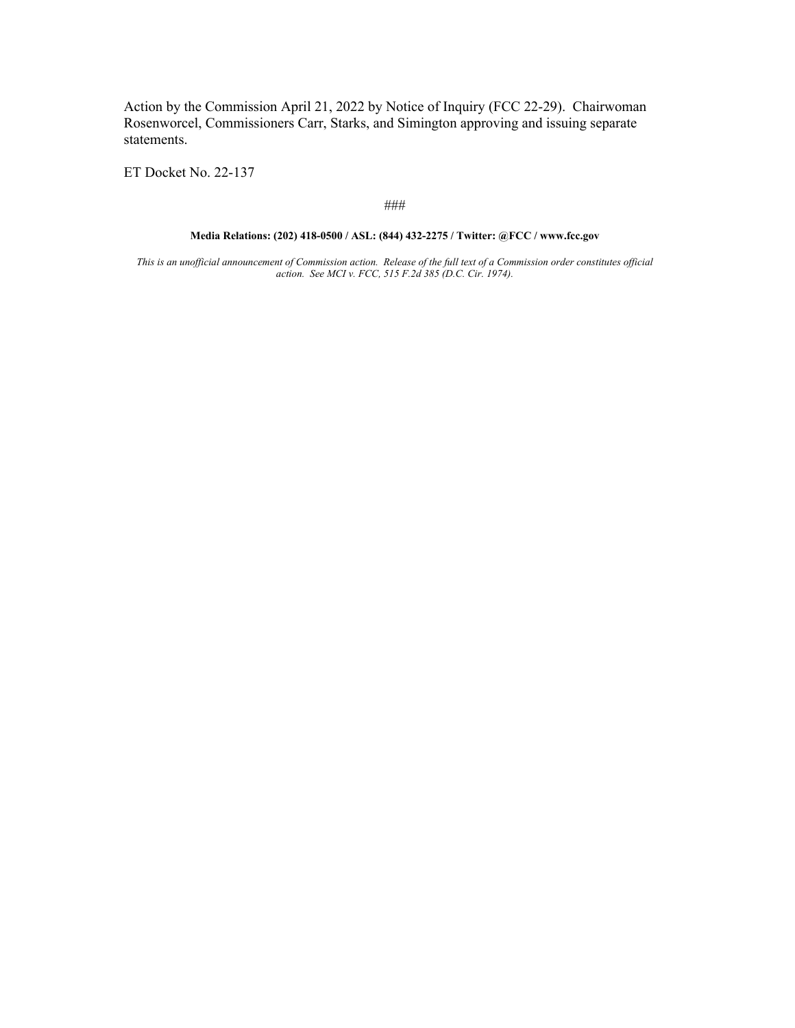Action by the Commission April 21, 2022 by Notice of Inquiry (FCC 22-29). Chairwoman Rosenworcel, Commissioners Carr, Starks, and Simington approving and issuing separate statements.

ET Docket No. 22-137

###

**Media Relations: (202) 418-0500 / ASL: (844) 432-2275 / Twitter: @FCC / www.fcc.gov**

*This is an unofficial announcement of Commission action. Release of the full text of a Commission order constitutes official action. See MCI v. FCC, 515 F.2d 385 (D.C. Cir. 1974).*